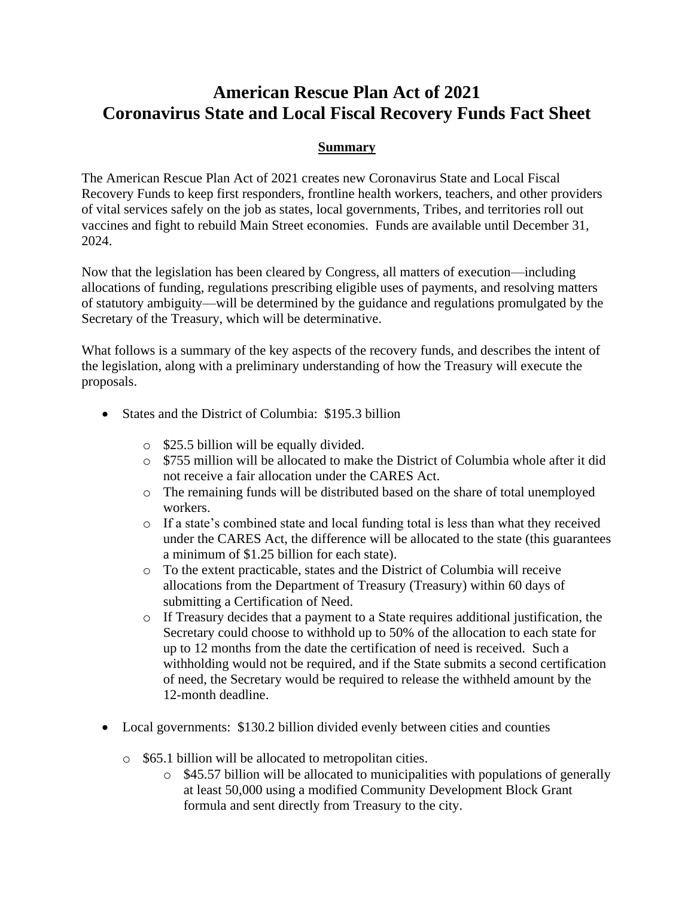# American Rescue Plan Act of 2021
# Coronavirus State and Local Fiscal Recovery Funds Fact Sheet

## Summary

The American Rescue Plan Act of 2021 creates new Coronavirus State and Local Fiscal Recovery Funds to keep first responders, frontline health workers, teachers, and other providers of vital services safely on the job as states, local governments, Tribes, and territories roll out vaccines and fight to rebuild Main Street economies. Funds are available until December 31, 2024.

Now that the legislation has been cleared by Congress, all matters of execution—including allocations of funding, regulations prescribing eligible uses of payments, and resolving matters of statutory ambiguity—will be determined by the guidance and regulations promulgated by the Secretary of the Treasury, which will be determinative.

What follows is a summary of the key aspects of the recovery funds, and describes the intent of the legislation, along with a preliminary understanding of how the Treasury will execute the proposals.

- States and the District of Columbia: $195.3 billion
  - $25.5 billion will be equally divided.
  - $755 million will be allocated to make the District of Columbia whole after it did not receive a fair allocation under the CARES Act.
  - The remaining funds will be distributed based on the share of total unemployed workers.
  - If a state's combined state and local funding total is less than what they received under the CARES Act, the difference will be allocated to the state (this guarantees a minimum of $1.25 billion for each state).
  - To the extent practicable, states and the District of Columbia will receive allocations from the Department of Treasury (Treasury) within 60 days of submitting a Certification of Need.
  - If Treasury decides that a payment to a State requires additional justification, the Secretary could choose to withhold up to 50% of the allocation to each state for up to 12 months from the date the certification of need is received. Such a withholding would not be required, and if the State submits a second certification of need, the Secretary would be required to release the withheld amount by the 12-month deadline.

- Local governments: $130.2 billion divided evenly between cities and counties
  - $65.1 billion will be allocated to metropolitan cities.
    - $45.57 billion will be allocated to municipalities with populations of generally at least 50,000 using a modified Community Development Block Grant formula and sent directly from Treasury to the city.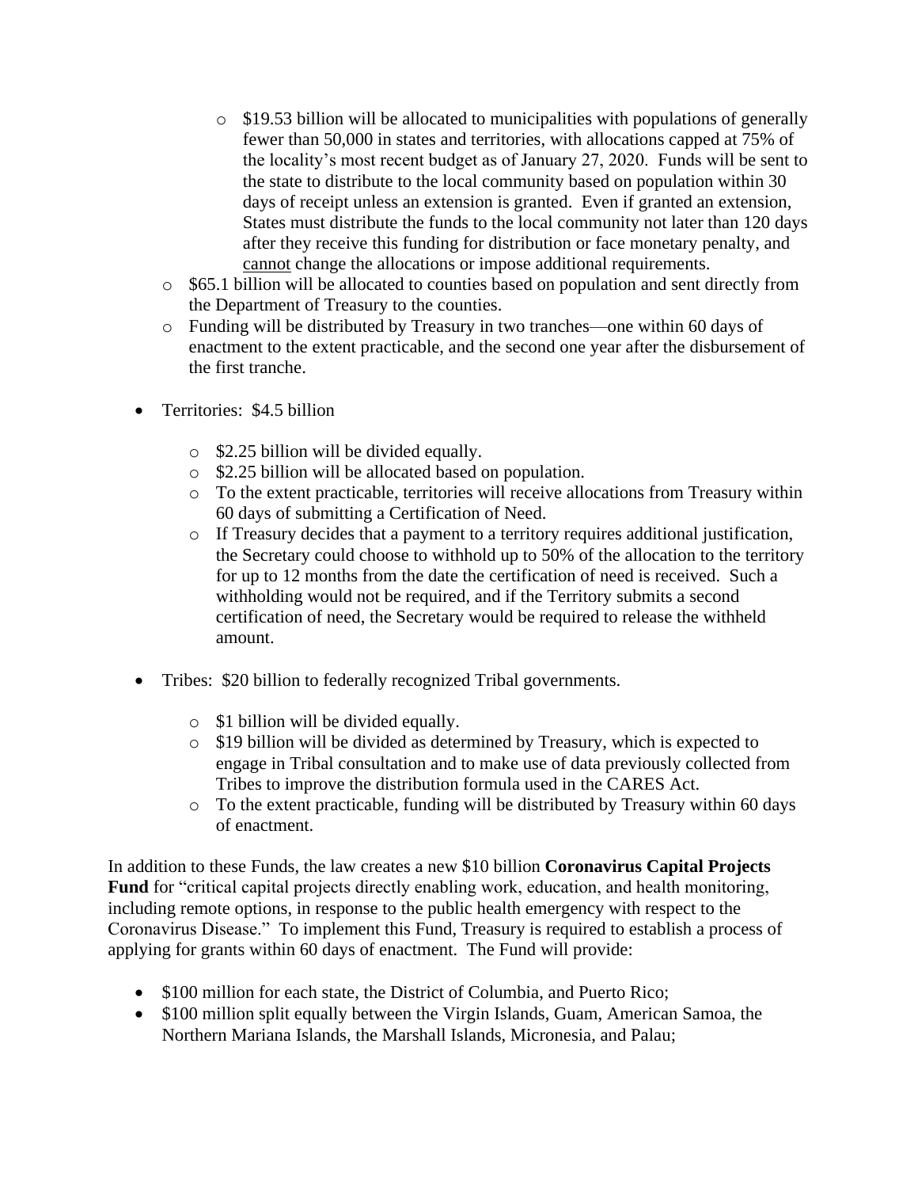- $19.53 billion will be allocated to municipalities with populations of generally fewer than 50,000 in states and territories, with allocations capped at 75% of the locality's most recent budget as of January 27, 2020. Funds will be sent to the state to distribute to the local community based on population within 30 days of receipt unless an extension is granted. Even if granted an extension, States must distribute the funds to the local community not later than 120 days after they receive this funding for distribution or face monetary penalty, and <u>cannot</u> change the allocations or impose additional requirements.
  - $65.1 billion will be allocated to counties based on population and sent directly from the Department of Treasury to the counties.
  - Funding will be distributed by Treasury in two tranches—one within 60 days of enactment to the extent practicable, and the second one year after the disbursement of the first tranche.

- Territories: $4.5 billion
  - $2.25 billion will be divided equally.
  - $2.25 billion will be allocated based on population.
  - To the extent practicable, territories will receive allocations from Treasury within 60 days of submitting a Certification of Need.
  - If Treasury decides that a payment to a territory requires additional justification, the Secretary could choose to withhold up to 50% of the allocation to the territory for up to 12 months from the date the certification of need is received. Such a withholding would not be required, and if the Territory submits a second certification of need, the Secretary would be required to release the withheld amount.

- Tribes: $20 billion to federally recognized Tribal governments.
  - $1 billion will be divided equally.
  - $19 billion will be divided as determined by Treasury, which is expected to engage in Tribal consultation and to make use of data previously collected from Tribes to improve the distribution formula used in the CARES Act.
  - To the extent practicable, funding will be distributed by Treasury within 60 days of enactment.

In addition to these Funds, the law creates a new $10 billion **Coronavirus Capital Projects Fund** for "critical capital projects directly enabling work, education, and health monitoring, including remote options, in response to the public health emergency with respect to the Coronavirus Disease." To implement this Fund, Treasury is required to establish a process of applying for grants within 60 days of enactment. The Fund will provide:

- $100 million for each state, the District of Columbia, and Puerto Rico;
- $100 million split equally between the Virgin Islands, Guam, American Samoa, the Northern Mariana Islands, the Marshall Islands, Micronesia, and Palau;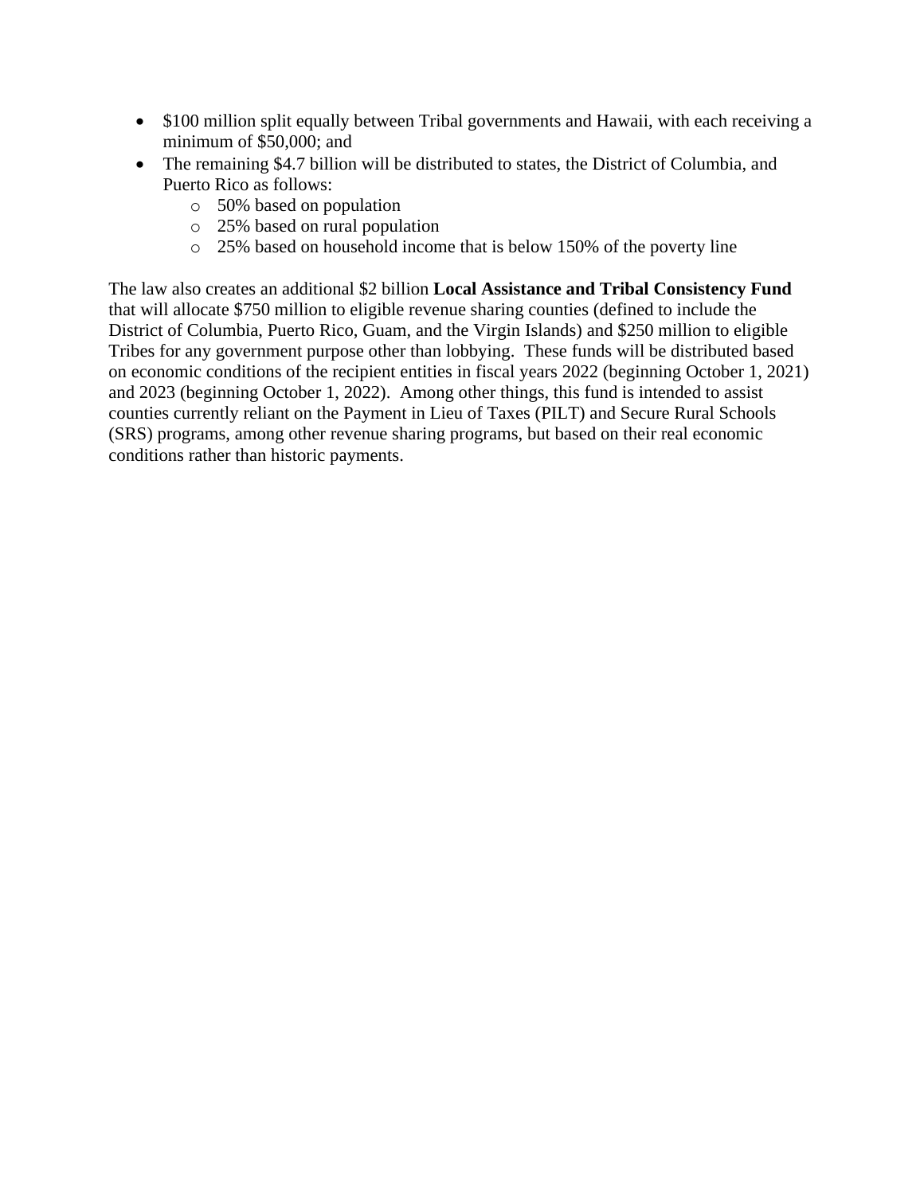- $100 million split equally between Tribal governments and Hawaii, with each receiving a minimum of $50,000; and
- The remaining $4.7 billion will be distributed to states, the District of Columbia, and Puerto Rico as follows:
  - 50% based on population
  - 25% based on rural population
  - 25% based on household income that is below 150% of the poverty line

The law also creates an additional $2 billion **Local Assistance and Tribal Consistency Fund** that will allocate $750 million to eligible revenue sharing counties (defined to include the District of Columbia, Puerto Rico, Guam, and the Virgin Islands) and $250 million to eligible Tribes for any government purpose other than lobbying. These funds will be distributed based on economic conditions of the recipient entities in fiscal years 2022 (beginning October 1, 2021) and 2023 (beginning October 1, 2022). Among other things, this fund is intended to assist counties currently reliant on the Payment in Lieu of Taxes (PILT) and Secure Rural Schools (SRS) programs, among other revenue sharing programs, but based on their real economic conditions rather than historic payments.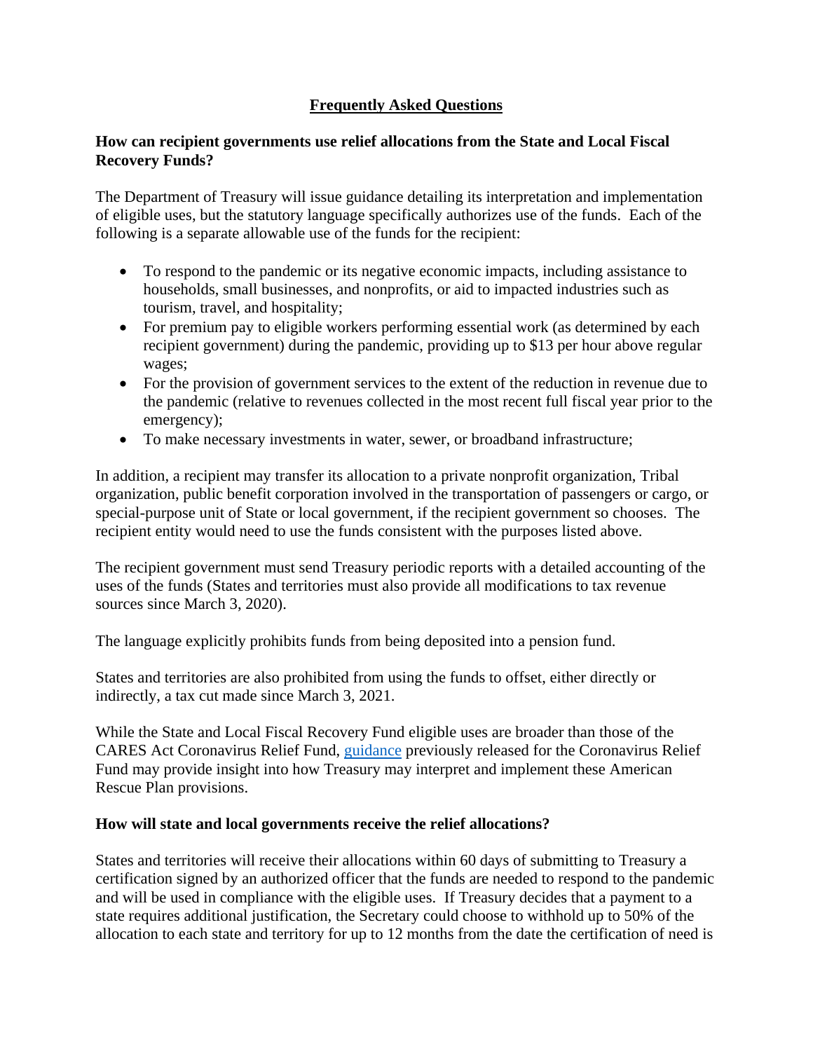# Frequently Asked Questions

## How can recipient governments use relief allocations from the State and Local Fiscal Recovery Funds?

The Department of Treasury will issue guidance detailing its interpretation and implementation of eligible uses, but the statutory language specifically authorizes use of the funds. Each of the following is a separate allowable use of the funds for the recipient:

- To respond to the pandemic or its negative economic impacts, including assistance to households, small businesses, and nonprofits, or aid to impacted industries such as tourism, travel, and hospitality;
- For premium pay to eligible workers performing essential work (as determined by each recipient government) during the pandemic, providing up to $13 per hour above regular wages;
- For the provision of government services to the extent of the reduction in revenue due to the pandemic (relative to revenues collected in the most recent full fiscal year prior to the emergency);
- To make necessary investments in water, sewer, or broadband infrastructure;

In addition, a recipient may transfer its allocation to a private nonprofit organization, Tribal organization, public benefit corporation involved in the transportation of passengers or cargo, or special-purpose unit of State or local government, if the recipient government so chooses. The recipient entity would need to use the funds consistent with the purposes listed above.

The recipient government must send Treasury periodic reports with a detailed accounting of the uses of the funds (States and territories must also provide all modifications to tax revenue sources since March 3, 2020).

The language explicitly prohibits funds from being deposited into a pension fund.

States and territories are also prohibited from using the funds to offset, either directly or indirectly, a tax cut made since March 3, 2021.

While the State and Local Fiscal Recovery Fund eligible uses are broader than those of the CARES Act Coronavirus Relief Fund, [guidance](guidance) previously released for the Coronavirus Relief Fund may provide insight into how Treasury may interpret and implement these American Rescue Plan provisions.

## How will state and local governments receive the relief allocations?

States and territories will receive their allocations within 60 days of submitting to Treasury a certification signed by an authorized officer that the funds are needed to respond to the pandemic and will be used in compliance with the eligible uses. If Treasury decides that a payment to a state requires additional justification, the Secretary could choose to withhold up to 50% of the allocation to each state and territory for up to 12 months from the date the certification of need is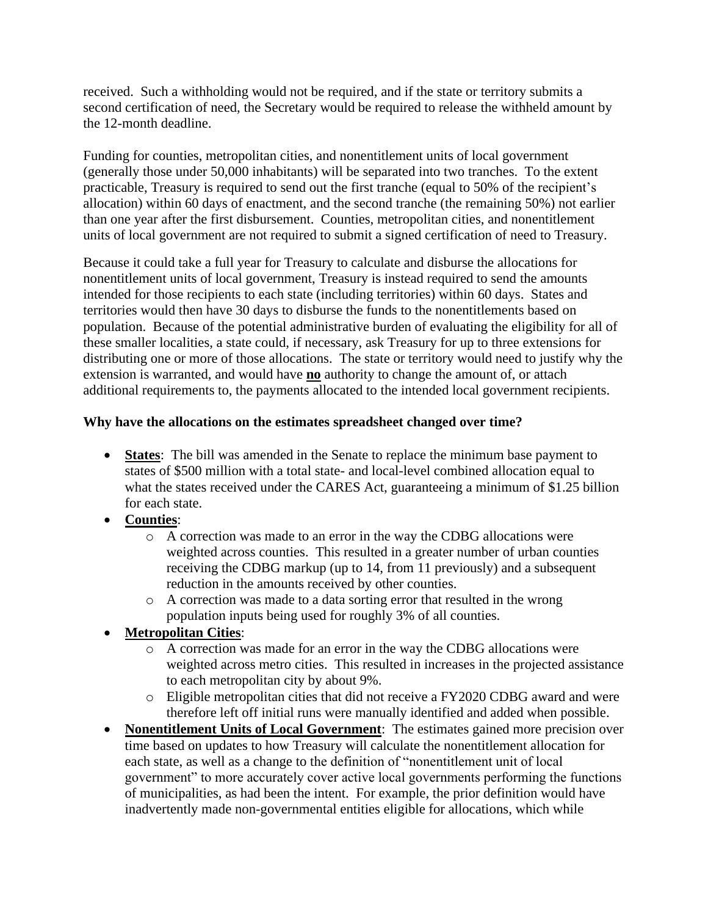received. Such a withholding would not be required, and if the state or territory submits a second certification of need, the Secretary would be required to release the withheld amount by the 12-month deadline.

Funding for counties, metropolitan cities, and nonentitlement units of local government (generally those under 50,000 inhabitants) will be separated into two tranches. To the extent practicable, Treasury is required to send out the first tranche (equal to 50% of the recipient's allocation) within 60 days of enactment, and the second tranche (the remaining 50%) not earlier than one year after the first disbursement. Counties, metropolitan cities, and nonentitlement units of local government are not required to submit a signed certification of need to Treasury.

Because it could take a full year for Treasury to calculate and disburse the allocations for nonentitlement units of local government, Treasury is instead required to send the amounts intended for those recipients to each state (including territories) within 60 days. States and territories would then have 30 days to disburse the funds to the nonentitlements based on population. Because of the potential administrative burden of evaluating the eligibility for all of these smaller localities, a state could, if necessary, ask Treasury for up to three extensions for distributing one or more of those allocations. The state or territory would need to justify why the extension is warranted, and would have **no** authority to change the amount of, or attach additional requirements to, the payments allocated to the intended local government recipients.

**Why have the allocations on the estimates spreadsheet changed over time?**

- **States**: The bill was amended in the Senate to replace the minimum base payment to states of $500 million with a total state- and local-level combined allocation equal to what the states received under the CARES Act, guaranteeing a minimum of $1.25 billion for each state.
- **Counties**:
  - A correction was made to an error in the way the CDBG allocations were weighted across counties. This resulted in a greater number of urban counties receiving the CDBG markup (up to 14, from 11 previously) and a subsequent reduction in the amounts received by other counties.
  - A correction was made to a data sorting error that resulted in the wrong population inputs being used for roughly 3% of all counties.
- **Metropolitan Cities**:
  - A correction was made for an error in the way the CDBG allocations were weighted across metro cities. This resulted in increases in the projected assistance to each metropolitan city by about 9%.
  - Eligible metropolitan cities that did not receive a FY2020 CDBG award and were therefore left off initial runs were manually identified and added when possible.
- **Nonentitlement Units of Local Government**: The estimates gained more precision over time based on updates to how Treasury will calculate the nonentitlement allocation for each state, as well as a change to the definition of "nonentitlement unit of local government" to more accurately cover active local governments performing the functions of municipalities, as had been the intent. For example, the prior definition would have inadvertently made non-governmental entities eligible for allocations, which while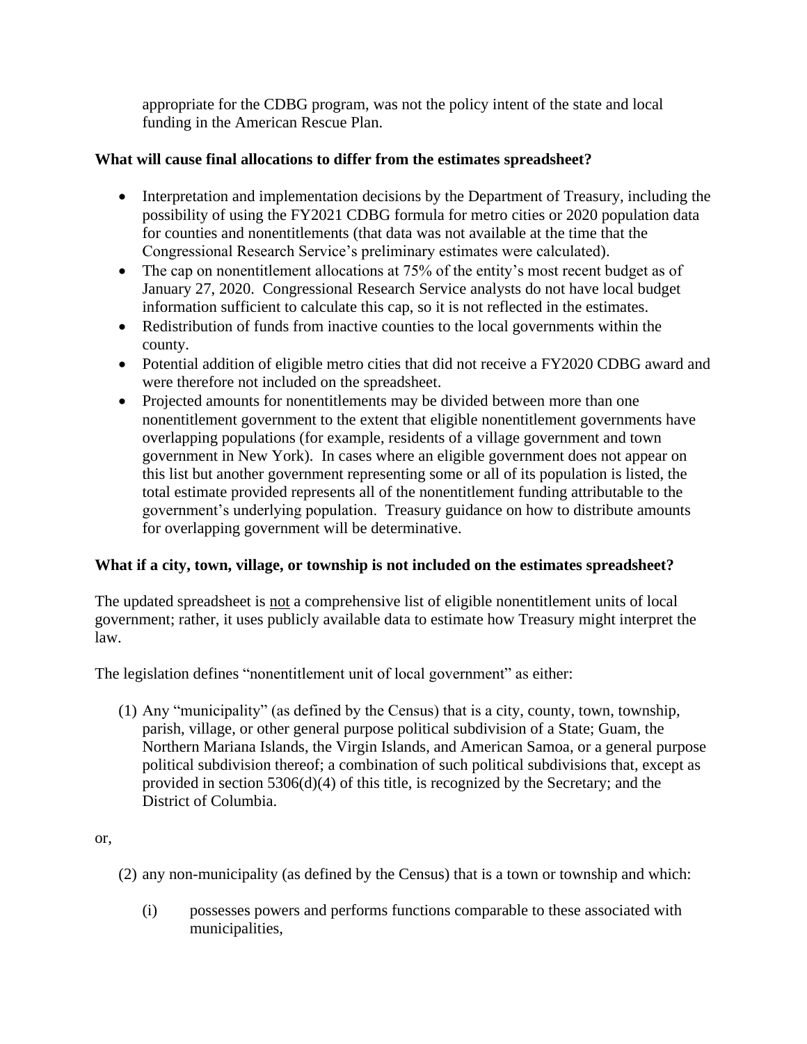appropriate for the CDBG program, was not the policy intent of the state and local funding in the American Rescue Plan.

**What will cause final allocations to differ from the estimates spreadsheet?**

- Interpretation and implementation decisions by the Department of Treasury, including the possibility of using the FY2021 CDBG formula for metro cities or 2020 population data for counties and nonentitlements (that data was not available at the time that the Congressional Research Service's preliminary estimates were calculated).
- The cap on nonentitlement allocations at 75% of the entity's most recent budget as of January 27, 2020. Congressional Research Service analysts do not have local budget information sufficient to calculate this cap, so it is not reflected in the estimates.
- Redistribution of funds from inactive counties to the local governments within the county.
- Potential addition of eligible metro cities that did not receive a FY2020 CDBG award and were therefore not included on the spreadsheet.
- Projected amounts for nonentitlements may be divided between more than one nonentitlement government to the extent that eligible nonentitlement governments have overlapping populations (for example, residents of a village government and town government in New York). In cases where an eligible government does not appear on this list but another government representing some or all of its population is listed, the total estimate provided represents all of the nonentitlement funding attributable to the government's underlying population. Treasury guidance on how to distribute amounts for overlapping government will be determinative.

**What if a city, town, village, or township is not included on the estimates spreadsheet?**

The updated spreadsheet is <u>not</u> a comprehensive list of eligible nonentitlement units of local government; rather, it uses publicly available data to estimate how Treasury might interpret the law.

The legislation defines "nonentitlement unit of local government" as either:

(1) Any "municipality" (as defined by the Census) that is a city, county, town, township, parish, village, or other general purpose political subdivision of a State; Guam, the Northern Mariana Islands, the Virgin Islands, and American Samoa, or a general purpose political subdivision thereof; a combination of such political subdivisions that, except as provided in section 5306(d)(4) of this title, is recognized by the Secretary; and the District of Columbia.

or,

(2) any non-municipality (as defined by the Census) that is a town or township and which:

  (i) possesses powers and performs functions comparable to these associated with municipalities,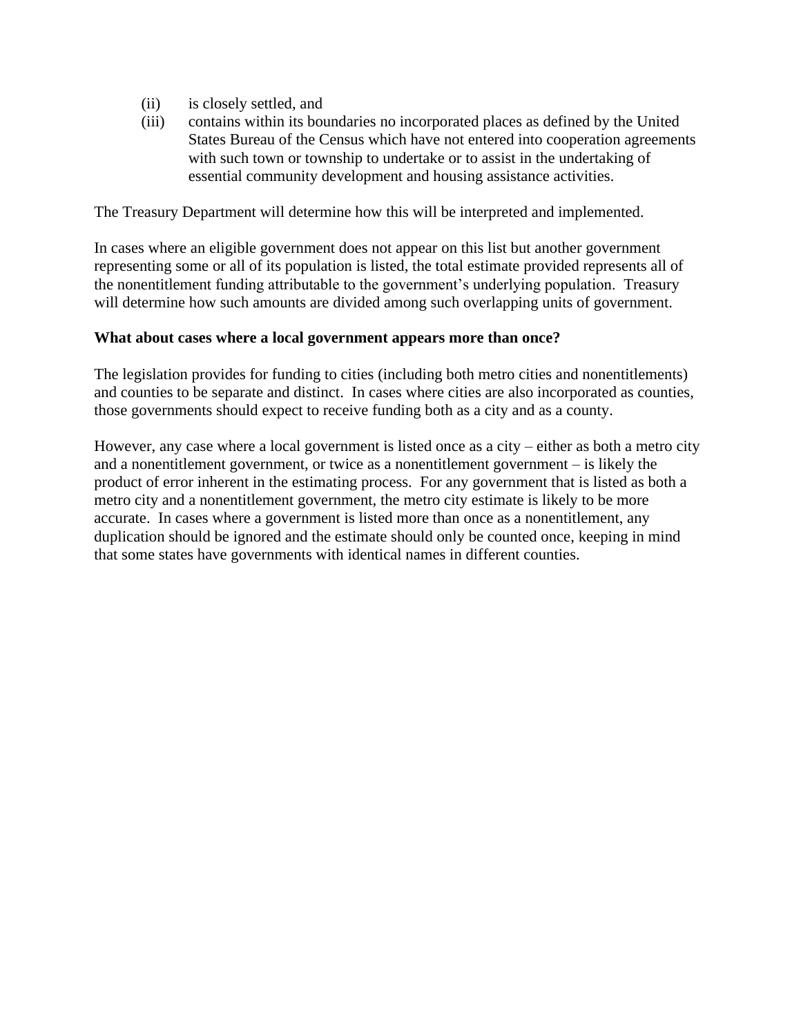(ii) is closely settled, and
(iii) contains within its boundaries no incorporated places as defined by the United States Bureau of the Census which have not entered into cooperation agreements with such town or township to undertake or to assist in the undertaking of essential community development and housing assistance activities.

The Treasury Department will determine how this will be interpreted and implemented.

In cases where an eligible government does not appear on this list but another government representing some or all of its population is listed, the total estimate provided represents all of the nonentitlement funding attributable to the government's underlying population. Treasury will determine how such amounts are divided among such overlapping units of government.

**What about cases where a local government appears more than once?**

The legislation provides for funding to cities (including both metro cities and nonentitlements) and counties to be separate and distinct. In cases where cities are also incorporated as counties, those governments should expect to receive funding both as a city and as a county.

However, any case where a local government is listed once as a city – either as both a metro city and a nonentitlement government, or twice as a nonentitlement government – is likely the product of error inherent in the estimating process. For any government that is listed as both a metro city and a nonentitlement government, the metro city estimate is likely to be more accurate. In cases where a government is listed more than once as a nonentitlement, any duplication should be ignored and the estimate should only be counted once, keeping in mind that some states have governments with identical names in different counties.